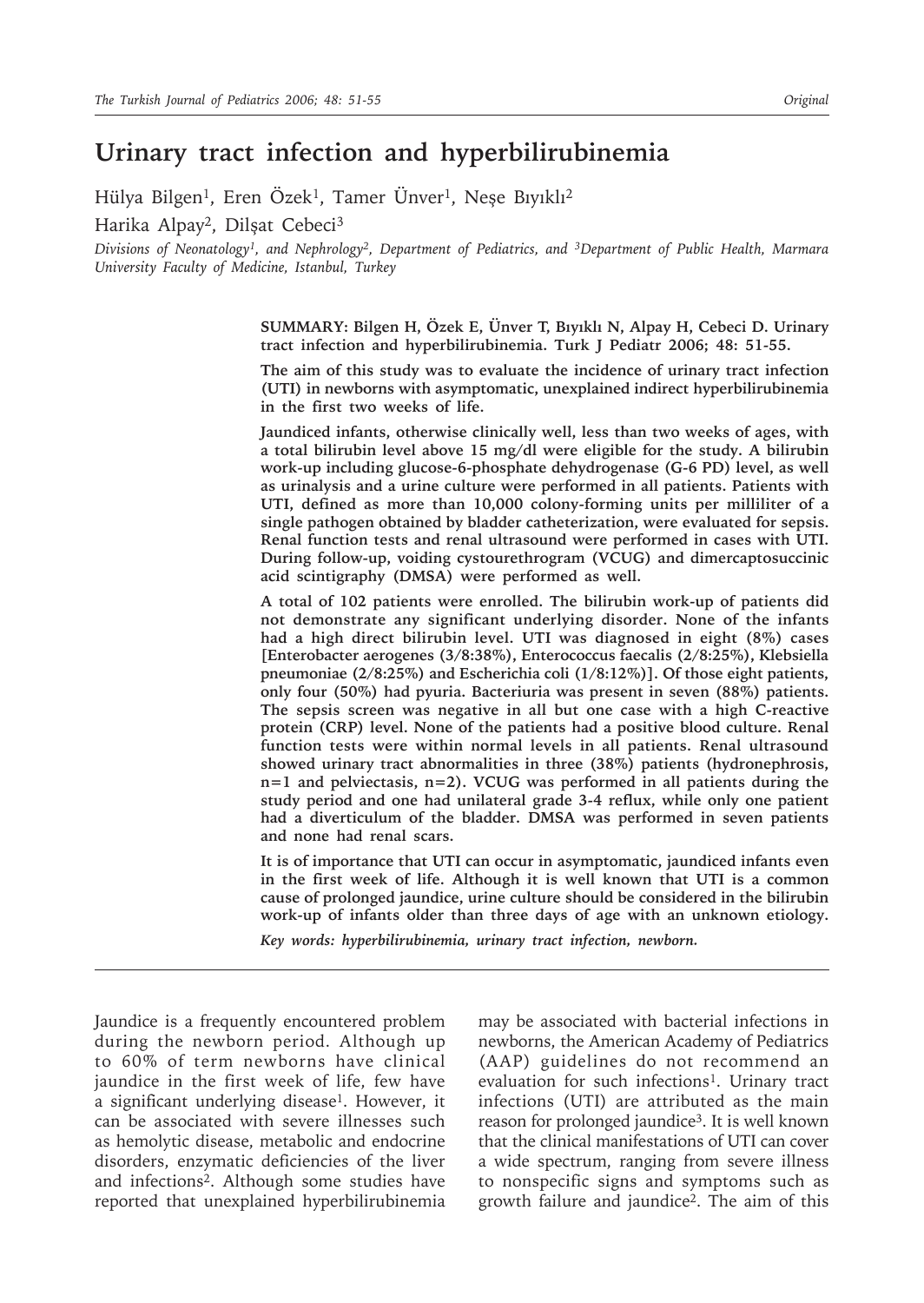# Urinary tract infection and hyperbilirubinemia

Hülya Bilgen[1], Eren Özek[1], Tamer Ünver[1], Neşe Bıyıklı[2]

Harika Alpay[2], Dilşat Cebeci[3]

*Divisions of Neonatology[1], and Nephrology[2], Department of Pediatrics, and [3]Department of Public Health, Marmara University Faculty of Medicine, Istanbul, Turkey*

**SUMMARY: Bilgen H, Özek E, Ünver T, Bıyıklı N, Alpay H, Cebeci D. Urinary tract infection and hyperbilirubinemia. Turk J Pediatr 2006; 48: 51-55.**

**The aim of this study was to evaluate the incidence of urinary tract infection (UTI) in newborns with asymptomatic, unexplained indirect hyperbilirubinemia in the first two weeks of life.**

**Jaundiced infants, otherwise clinically well, less than two weeks of ages, with a total bilirubin level above 15 mg/dl were eligible for the study. A bilirubin work-up including glucose-6-phosphate dehydrogenase (G-6 PD) level, as well as urinalysis and a urine culture were performed in all patients. Patients with UTI, defined as more than 10,000 colony-forming units per milliliter of a single pathogen obtained by bladder catheterization, were evaluated for sepsis. Renal function tests and renal ultrasound were performed in cases with UTI. During follow-up, voiding cystourethrogram (VCUG) and dimercaptosuccinic acid scintigraphy (DMSA) were performed as well.**

**A total of 102 patients were enrolled. The bilirubin work-up of patients did not demonstrate any significant underlying disorder. None of the infants had a high direct bilirubin level. UTI was diagnosed in eight (8%) cases [Enterobacter aerogenes (3/8:38%), Enterococcus faecalis (2/8:25%), Klebsiella pneumoniae (2/8:25%) and Escherichia coli (1/8:12%)]. Of those eight patients, only four (50%) had pyuria. Bacteriuria was present in seven (88%) patients. The sepsis screen was negative in all but one case with a high C-reactive protein (CRP) level. None of the patients had a positive blood culture. Renal function tests were within normal levels in all patients. Renal ultrasound showed urinary tract abnormalities in three (38%) patients (hydronephrosis, n=1 and pelviectasis, n=2). VCUG was performed in all patients during the study period and one had unilateral grade 3-4 reflux, while only one patient had a diverticulum of the bladder. DMSA was performed in seven patients and none had renal scars.**

**It is of importance that UTI can occur in asymptomatic, jaundiced infants even in the first week of life. Although it is well known that UTI is a common cause of prolonged jaundice, urine culture should be considered in the bilirubin work-up of infants older than three days of age with an unknown etiology.**

***Key words: hyperbilirubinemia, urinary tract infection, newborn.***

---

Jaundice is a frequently encountered problem during the newborn period. Although up to 60% of term newborns have clinical jaundice in the first week of life, few have a significant underlying disease[1]. However, it can be associated with severe illnesses such as hemolytic disease, metabolic and endocrine disorders, enzymatic deficiencies of the liver and infections[2]. Although some studies have reported that unexplained hyperbilirubinemia may be associated with bacterial infections in newborns, the American Academy of Pediatrics (AAP) guidelines do not recommend an evaluation for such infections[1]. Urinary tract infections (UTI) are attributed as the main reason for prolonged jaundice[3]. It is well known that the clinical manifestations of UTI can cover a wide spectrum, ranging from severe illness to nonspecific signs and symptoms such as growth failure and jaundice[2]. The aim of this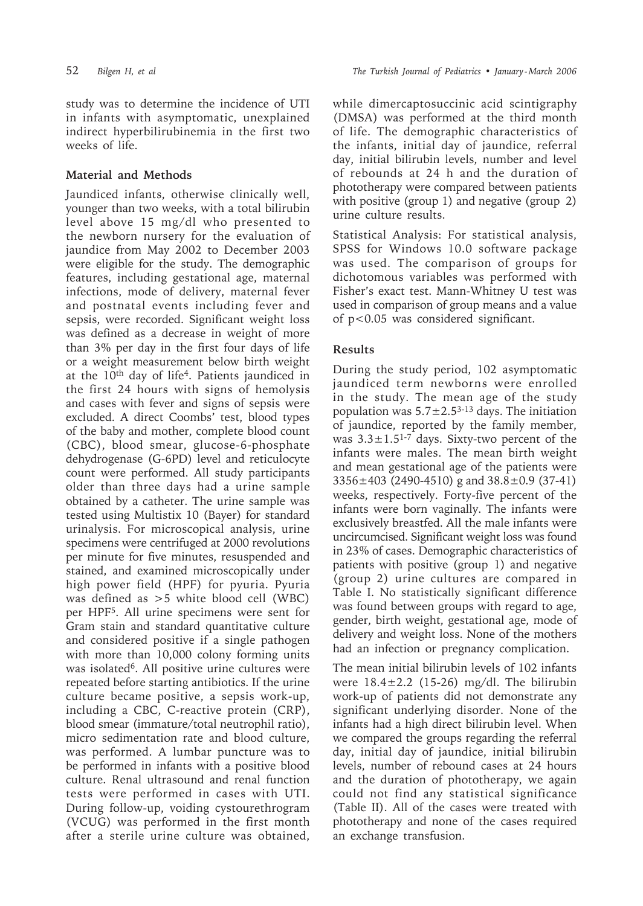study was to determine the incidence of UTI in infants with asymptomatic, unexplained indirect hyperbilirubinemia in the first two weeks of life.

## Material and Methods

Jaundiced infants, otherwise clinically well, younger than two weeks, with a total bilirubin level above 15 mg/dl who presented to the newborn nursery for the evaluation of jaundice from May 2002 to December 2003 were eligible for the study. The demographic features, including gestational age, maternal infections, mode of delivery, maternal fever and postnatal events including fever and sepsis, were recorded. Significant weight loss was defined as a decrease in weight of more than 3% per day in the first four days of life or a weight measurement below birth weight at the $10^{th}$ day of life[4]. Patients jaundiced in the first 24 hours with signs of hemolysis and cases with fever and signs of sepsis were excluded. A direct Coombs' test, blood types of the baby and mother, complete blood count (CBC), blood smear, glucose-6-phosphate dehydrogenase (G-6PD) level and reticulocyte count were performed. All study participants older than three days had a urine sample obtained by a catheter. The urine sample was tested using Multistix 10 (Bayer) for standard urinalysis. For microscopical analysis, urine specimens were centrifuged at 2000 revolutions per minute for five minutes, resuspended and stained, and examined microscopically under high power field (HPF) for pyuria. Pyuria was defined as >5 white blood cell (WBC) per HPF[5]. All urine specimens were sent for Gram stain and standard quantitative culture and considered positive if a single pathogen with more than 10,000 colony forming units was isolated[6]. All positive urine cultures were repeated before starting antibiotics. If the urine culture became positive, a sepsis work-up, including a CBC, C-reactive protein (CRP), blood smear (immature/total neutrophil ratio), micro sedimentation rate and blood culture, was performed. A lumbar puncture was to be performed in infants with a positive blood culture. Renal ultrasound and renal function tests were performed in cases with UTI. During follow-up, voiding cystourethrogram (VCUG) was performed in the first month after a sterile urine culture was obtained, while dimercaptosuccinic acid scintigraphy (DMSA) was performed at the third month of life. The demographic characteristics of the infants, initial day of jaundice, referral day, initial bilirubin levels, number and level of rebounds at 24 h and the duration of phototherapy were compared between patients with positive (group 1) and negative (group 2) urine culture results.

Statistical Analysis: For statistical analysis, SPSS for Windows 10.0 software package was used. The comparison of groups for dichotomous variables was performed with Fisher's exact test. Mann-Whitney U test was used in comparison of group means and a value of $p<0.05$ was considered significant.

## Results

During the study period, 102 asymptomatic jaundiced term newborns were enrolled in the study. The mean age of the study population was $5.7\pm2.5^{3-13}$ days. The initiation of jaundice, reported by the family member, was $3.3\pm1.5^{1-7}$ days. Sixty-two percent of the infants were males. The mean birth weight and mean gestational age of the patients were $3356\pm403$ (2490-4510) g and $38.8\pm0.9$ (37-41) weeks, respectively. Forty-five percent of the infants were born vaginally. The infants were exclusively breastfed. All the male infants were uncircumcised. Significant weight loss was found in 23% of cases. Demographic characteristics of patients with positive (group 1) and negative (group 2) urine cultures are compared in Table I. No statistically significant difference was found between groups with regard to age, gender, birth weight, gestational age, mode of delivery and weight loss. None of the mothers had an infection or pregnancy complication.

The mean initial bilirubin levels of 102 infants were $18.4\pm2.2$ (15-26) mg/dl. The bilirubin work-up of patients did not demonstrate any significant underlying disorder. None of the infants had a high direct bilirubin level. When we compared the groups regarding the referral day, initial day of jaundice, initial bilirubin levels, number of rebound cases at 24 hours and the duration of phototherapy, we again could not find any statistical significance (Table II). All of the cases were treated with phototherapy and none of the cases required an exchange transfusion.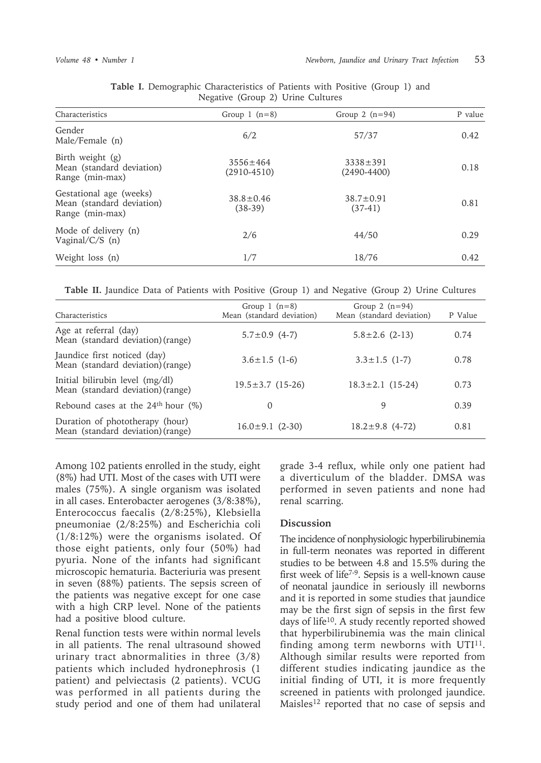**Table I.** Demographic Characteristics of Patients with Positive (Group 1) and Negative (Group 2) Urine Cultures

| Characteristics | Group 1 (n=8) | Group 2 (n=94) | P value |
|---|---|---|---|
| Gender<br>Male/Female (n) | 6/2 | 57/37 | 0.42 |
| Birth weight (g)<br>Mean (standard deviation)<br>Range (min-max) | 3556±464<br>(2910-4510) | 3338±391<br>(2490-4400) | 0.18 |
| Gestational age (weeks)<br>Mean (standard deviation)<br>Range (min-max) | 38.8±0.46<br>(38-39) | 38.7±0.91<br>(37-41) | 0.81 |
| Mode of delivery (n)<br>Vaginal/C/S (n) | 2/6 | 44/50 | 0.29 |
| Weight loss (n) | 1/7 | 18/76 | 0.42 |

**Table II.** Jaundice Data of Patients with Positive (Group 1) and Negative (Group 2) Urine Cultures

| Characteristics | Group 1 (n=8)<br>Mean (standard deviation) | Group 2 (n=94)<br>Mean (standard deviation) | P Value |
|---|---|---|---|
| Age at referral (day)<br>Mean (standard deviation) (range) | 5.7±0.9 (4-7) | 5.8±2.6 (2-13) | 0.74 |
| Jaundice first noticed (day)<br>Mean (standard deviation) (range) | 3.6±1.5 (1-6) | 3.3±1.5 (1-7) | 0.78 |
| Initial bilirubin level (mg/dl)<br>Mean (standard deviation) (range) | 19.5±3.7 (15-26) | 18.3±2.1 (15-24) | 0.73 |
| Rebound cases at the 24th hour (%) | 0 | 9 | 0.39 |
| Duration of phototherapy (hour)<br>Mean (standard deviation) (range) | 16.0±9.1 (2-30) | 18.2±9.8 (4-72) | 0.81 |

Among 102 patients enrolled in the study, eight (8%) had UTI. Most of the cases with UTI were males (75%). A single organism was isolated in all cases. Enterobacter aerogenes (3/8:38%), Enterococcus faecalis (2/8:25%), Klebsiella pneumoniae (2/8:25%) and Escherichia coli (1/8:12%) were the organisms isolated. Of those eight patients, only four (50%) had pyuria. None of the infants had significant microscopic hematuria. Bacteriuria was present in seven (88%) patients. The sepsis screen of the patients was negative except for one case with a high CRP level. None of the patients had a positive blood culture.

Renal function tests were within normal levels in all patients. The renal ultrasound showed urinary tract abnormalities in three (3/8) patients which included hydronephrosis (1 patient) and pelviectasis (2 patients). VCUG was performed in all patients during the study period and one of them had unilateral grade 3-4 reflux, while only one patient had a diverticulum of the bladder. DMSA was performed in seven patients and none had renal scarring.

## Discussion

The incidence of nonphysiologic hyperbilirubinemia in full-term neonates was reported in different studies to be between 4.8 and 15.5% during the first week of life[7-9]. Sepsis is a well-known cause of neonatal jaundice in seriously ill newborns and it is reported in some studies that jaundice may be the first sign of sepsis in the first few days of life[10]. A study recently reported showed that hyperbilirubinemia was the main clinical finding among term newborns with UTI[11]. Although similar results were reported from different studies indicating jaundice as the initial finding of UTI, it is more frequently screened in patients with prolonged jaundice. Maisles[12] reported that no case of sepsis and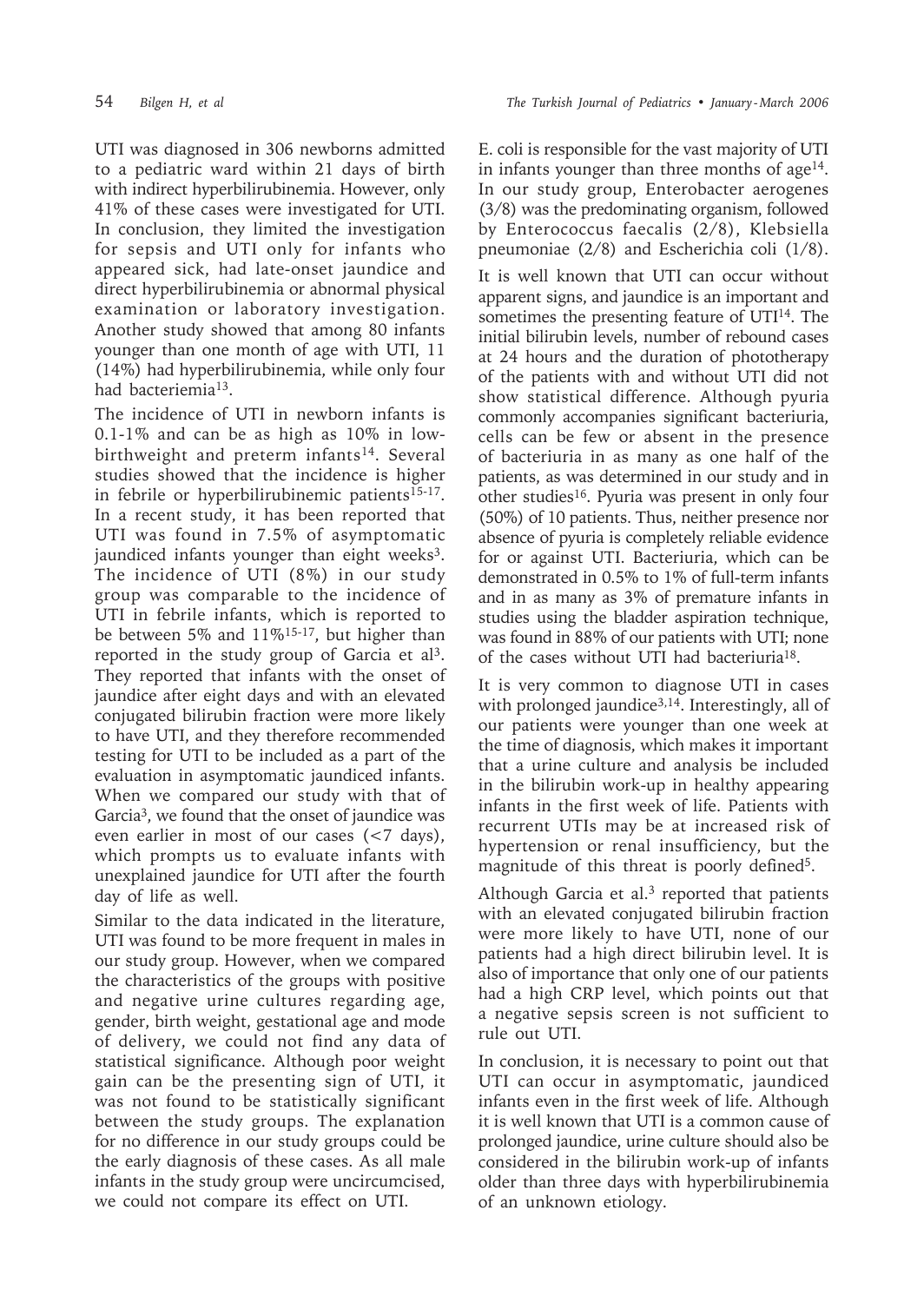UTI was diagnosed in 306 newborns admitted to a pediatric ward within 21 days of birth with indirect hyperbilirubinemia. However, only 41% of these cases were investigated for UTI. In conclusion, they limited the investigation for sepsis and UTI only for infants who appeared sick, had late-onset jaundice and direct hyperbilirubinemia or abnormal physical examination or laboratory investigation. Another study showed that among 80 infants younger than one month of age with UTI, 11 (14%) had hyperbilirubinemia, while only four had bacteriemia[13].

The incidence of UTI in newborn infants is 0.1-1% and can be as high as 10% in low-birthweight and preterm infants[14]. Several studies showed that the incidence is higher in febrile or hyperbilirubinemic patients[15-17]. In a recent study, it has been reported that UTI was found in 7.5% of asymptomatic jaundiced infants younger than eight weeks[3]. The incidence of UTI (8%) in our study group was comparable to the incidence of UTI in febrile infants, which is reported to be between 5% and 11%[15-17], but higher than reported in the study group of Garcia et al[3]. They reported that infants with the onset of jaundice after eight days and with an elevated conjugated bilirubin fraction were more likely to have UTI, and they therefore recommended testing for UTI to be included as a part of the evaluation in asymptomatic jaundiced infants. When we compared our study with that of Garcia[3], we found that the onset of jaundice was even earlier in most of our cases (<7 days), which prompts us to evaluate infants with unexplained jaundice for UTI after the fourth day of life as well.

Similar to the data indicated in the literature, UTI was found to be more frequent in males in our study group. However, when we compared the characteristics of the groups with positive and negative urine cultures regarding age, gender, birth weight, gestational age and mode of delivery, we could not find any data of statistical significance. Although poor weight gain can be the presenting sign of UTI, it was not found to be statistically significant between the study groups. The explanation for no difference in our study groups could be the early diagnosis of these cases. As all male infants in the study group were uncircumcised, we could not compare its effect on UTI.

E. coli is responsible for the vast majority of UTI in infants younger than three months of age[14]. In our study group, Enterobacter aerogenes (3/8) was the predominating organism, followed by Enterococcus faecalis (2/8), Klebsiella pneumoniae (2/8) and Escherichia coli (1/8).

It is well known that UTI can occur without apparent signs, and jaundice is an important and sometimes the presenting feature of UTI[14]. The initial bilirubin levels, number of rebound cases at 24 hours and the duration of phototherapy of the patients with and without UTI did not show statistical difference. Although pyuria commonly accompanies significant bacteriuria, cells can be few or absent in the presence of bacteriuria in as many as one half of the patients, as was determined in our study and in other studies[16]. Pyuria was present in only four (50%) of 10 patients. Thus, neither presence nor absence of pyuria is completely reliable evidence for or against UTI. Bacteriuria, which can be demonstrated in 0.5% to 1% of full-term infants and in as many as 3% of premature infants in studies using the bladder aspiration technique, was found in 88% of our patients with UTI; none of the cases without UTI had bacteriuria[18].

It is very common to diagnose UTI in cases with prolonged jaundice[3,14]. Interestingly, all of our patients were younger than one week at the time of diagnosis, which makes it important that a urine culture and analysis be included in the bilirubin work-up in healthy appearing infants in the first week of life. Patients with recurrent UTIs may be at increased risk of hypertension or renal insufficiency, but the magnitude of this threat is poorly defined[5].

Although Garcia et al.[3] reported that patients with an elevated conjugated bilirubin fraction were more likely to have UTI, none of our patients had a high direct bilirubin level. It is also of importance that only one of our patients had a high CRP level, which points out that a negative sepsis screen is not sufficient to rule out UTI.

In conclusion, it is necessary to point out that UTI can occur in asymptomatic, jaundiced infants even in the first week of life. Although it is well known that UTI is a common cause of prolonged jaundice, urine culture should also be considered in the bilirubin work-up of infants older than three days with hyperbilirubinemia of an unknown etiology.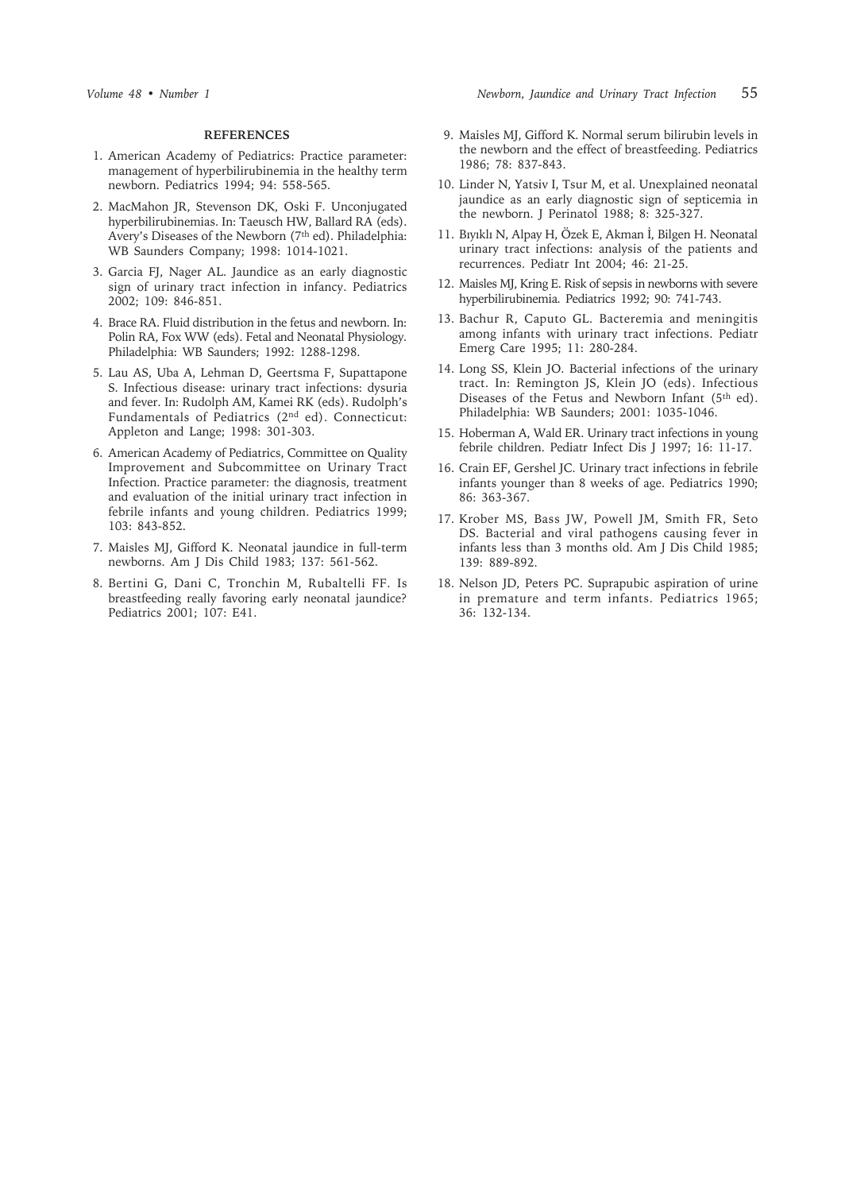## REFERENCES

1. American Academy of Pediatrics: Practice parameter: management of hyperbilirubinemia in the healthy term newborn. Pediatrics 1994; 94: 558-565.
2. MacMahon JR, Stevenson DK, Oski F. Unconjugated hyperbilirubinemias. In: Taeusch HW, Ballard RA (eds). Avery's Diseases of the Newborn (7th ed). Philadelphia: WB Saunders Company; 1998: 1014-1021.
3. Garcia FJ, Nager AL. Jaundice as an early diagnostic sign of urinary tract infection in infancy. Pediatrics 2002; 109: 846-851.
4. Brace RA. Fluid distribution in the fetus and newborn. In: Polin RA, Fox WW (eds). Fetal and Neonatal Physiology. Philadelphia: WB Saunders; 1992: 1288-1298.
5. Lau AS, Uba A, Lehman D, Geertsma F, Supattapone S. Infectious disease: urinary tract infections: dysuria and fever. In: Rudolph AM, Kamei RK (eds). Rudolph's Fundamentals of Pediatrics (2nd ed). Connecticut: Appleton and Lange; 1998: 301-303.
6. American Academy of Pediatrics, Committee on Quality Improvement and Subcommittee on Urinary Tract Infection. Practice parameter: the diagnosis, treatment and evaluation of the initial urinary tract infection in febrile infants and young children. Pediatrics 1999; 103: 843-852.
7. Maisles MJ, Gifford K. Neonatal jaundice in full-term newborns. Am J Dis Child 1983; 137: 561-562.
8. Bertini G, Dani C, Tronchin M, Rubaltelli FF. Is breastfeeding really favoring early neonatal jaundice? Pediatrics 2001; 107: E41.
9. Maisles MJ, Gifford K. Normal serum bilirubin levels in the newborn and the effect of breastfeeding. Pediatrics 1986; 78: 837-843.
10. Linder N, Yatsiv I, Tsur M, et al. Unexplained neonatal jaundice as an early diagnostic sign of septicemia in the newborn. J Perinatol 1988; 8: 325-327.
11. Bıyıklı N, Alpay H, Özek E, Akman İ, Bilgen H. Neonatal urinary tract infections: analysis of the patients and recurrences. Pediatr Int 2004; 46: 21-25.
12. Maisles MJ, Kring E. Risk of sepsis in newborns with severe hyperbilirubinemia. Pediatrics 1992; 90: 741-743.
13. Bachur R, Caputo GL. Bacteremia and meningitis among infants with urinary tract infections. Pediatr Emerg Care 1995; 11: 280-284.
14. Long SS, Klein JO. Bacterial infections of the urinary tract. In: Remington JS, Klein JO (eds). Infectious Diseases of the Fetus and Newborn Infant (5th ed). Philadelphia: WB Saunders; 2001: 1035-1046.
15. Hoberman A, Wald ER. Urinary tract infections in young febrile children. Pediatr Infect Dis J 1997; 16: 11-17.
16. Crain EF, Gershel JC. Urinary tract infections in febrile infants younger than 8 weeks of age. Pediatrics 1990; 86: 363-367.
17. Krober MS, Bass JW, Powell JM, Smith FR, Seto DS. Bacterial and viral pathogens causing fever in infants less than 3 months old. Am J Dis Child 1985; 139: 889-892.
18. Nelson JD, Peters PC. Suprapubic aspiration of urine in premature and term infants. Pediatrics 1965; 36: 132-134.